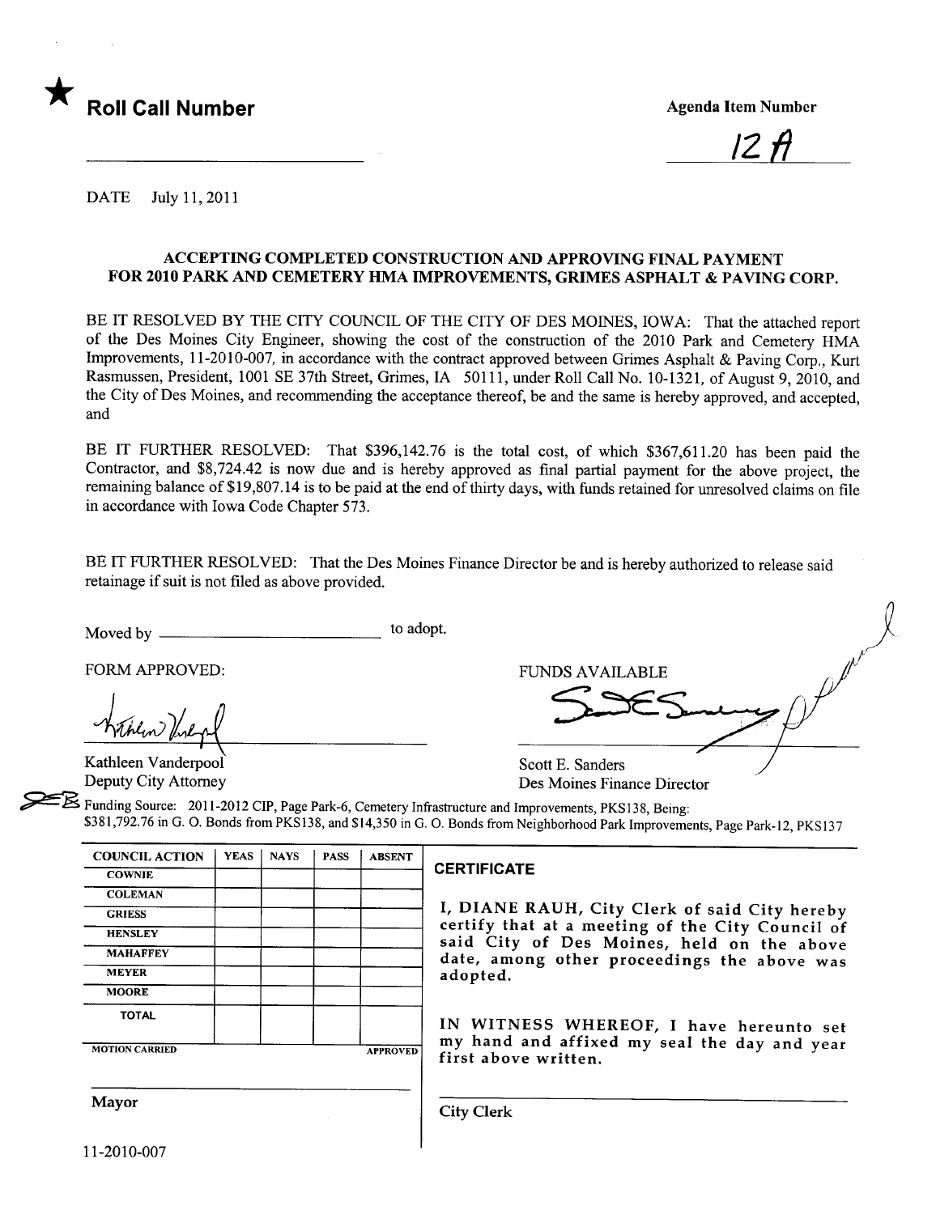★ **Roll Call Number**

**Agenda Item Number**

12 A

DATE July 11, 2011

**ACCEPTING COMPLETED CONSTRUCTION AND APPROVING FINAL PAYMENT FOR 2010 PARK AND CEMETERY HMA IMPROVEMENTS, GRIMES ASPHALT & PAVING CORP.**

BE IT RESOLVED BY THE CITY COUNCIL OF THE CITY OF DES MOINES, IOWA: That the attached report of the Des Moines City Engineer, showing the cost of the construction of the 2010 Park and Cemetery HMA Improvements, 11-2010-007, in accordance with the contract approved between Grimes Asphalt & Paving Corp., Kurt Rasmussen, President, 1001 SE 37th Street, Grimes, IA 50111, under Roll Call No. 10-1321, of August 9, 2010, and the City of Des Moines, and recommending the acceptance thereof, be and the same is hereby approved, and accepted, and

BE IT FURTHER RESOLVED: That $396,142.76 is the total cost, of which $367,611.20 has been paid the Contractor, and $8,724.42 is now due and is hereby approved as final partial payment for the above project, the remaining balance of $19,807.14 is to be paid at the end of thirty days, with funds retained for unresolved claims on file in accordance with Iowa Code Chapter 573.

BE IT FURTHER RESOLVED: That the Des Moines Finance Director be and is hereby authorized to release said retainage if suit is not filed as above provided.

Moved by ______________________ to adopt.

FORM APPROVED:

Kathleen Vanderpool
Deputy City Attorney

FUNDS AVAILABLE

Scott E. Sanders
Des Moines Finance Director

Funding Source: 2011-2012 CIP, Page Park-6, Cemetery Infrastructure and Improvements, PKS138, Being: $381,792.76 in G. O. Bonds from PKS138, and $14,350 in G. O. Bonds from Neighborhood Park Improvements, Page Park-12, PKS137

| COUNCIL ACTION | YEAS | NAYS | PASS | ABSENT |
|---|---|---|---|---|
| COWNIE | | | | |
| COLEMAN | | | | |
| GRIESS | | | | |
| HENSLEY | | | | |
| MAHAFFEY | | | | |
| MEYER | | | | |
| MOORE | | | | |
| TOTAL | | | | |
| MOTION CARRIED | | | | APPROVED |

Mayor

**CERTIFICATE**

I, DIANE RAUH, City Clerk of said City hereby certify that at a meeting of the City Council of said City of Des Moines, held on the above date, among other proceedings the above was adopted.

IN WITNESS WHEREOF, I have hereunto set my hand and affixed my seal the day and year first above written.

City Clerk

11-2010-007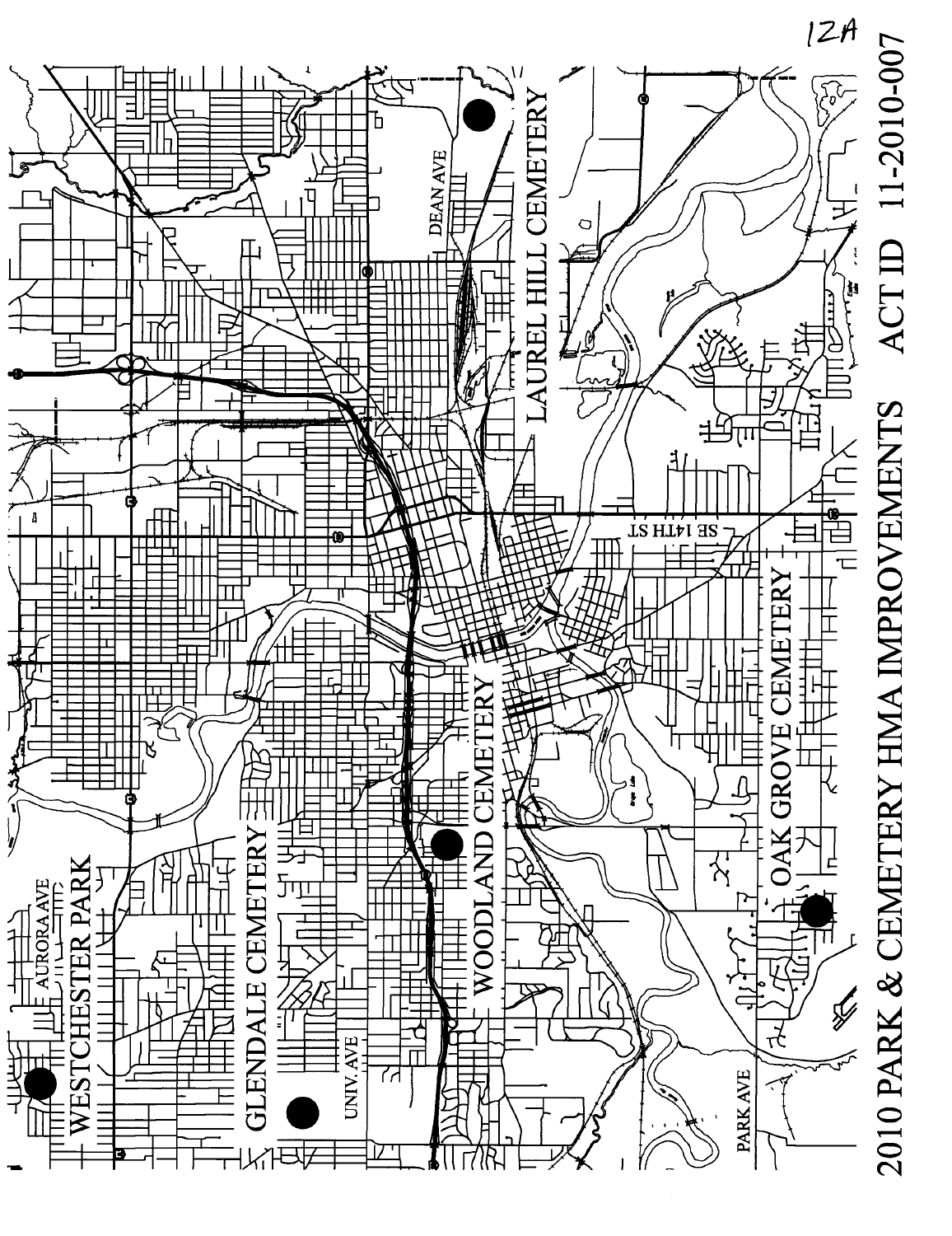12A

# 2010 PARK & CEMETERY HMA IMPROVEMENTS ACT ID 11-2010-007

WESTCHESTER PARK

AURORA AVE

GLENDALE CEMETERY

UNIV. AVE

WOODLAND CEMETERY

OAK GROVE CEMETERY

PARK AVE

SE 14TH ST

LAUREL HILL CEMETERY

DEAN AVE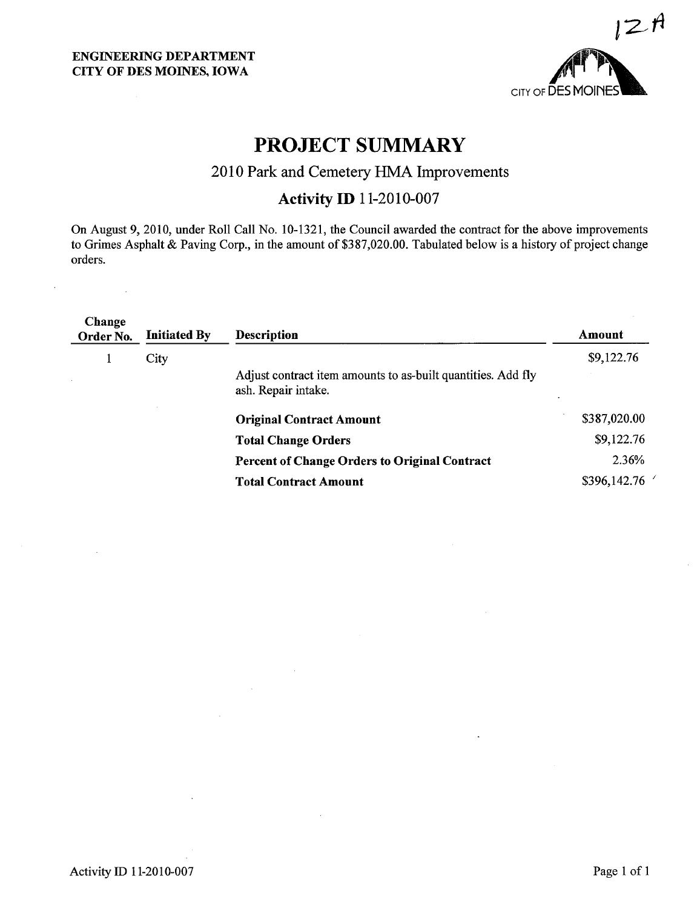12-A

**ENGINEERING DEPARTMENT**
**CITY OF DES MOINES, IOWA**

CITY OF DES MOINES

# PROJECT SUMMARY

## 2010 Park and Cemetery HMA Improvements

## Activity ID 11-2010-007

On August 9, 2010, under Roll Call No. 10-1321, the Council awarded the contract for the above improvements to Grimes Asphalt & Paving Corp., in the amount of $387,020.00. Tabulated below is a history of project change orders.

| Change Order No. | Initiated By | Description | Amount |
|---|---|---|---|
| 1 | City | Adjust contract item amounts to as-built quantities. Add fly ash. Repair intake. | $9,122.76 |
| | | **Original Contract Amount** | $387,020.00 |
| | | **Total Change Orders** | $9,122.76 |
| | | **Percent of Change Orders to Original Contract** | 2.36% |
| | | **Total Contract Amount** | $396,142.76 |

Activity ID 11-2010-007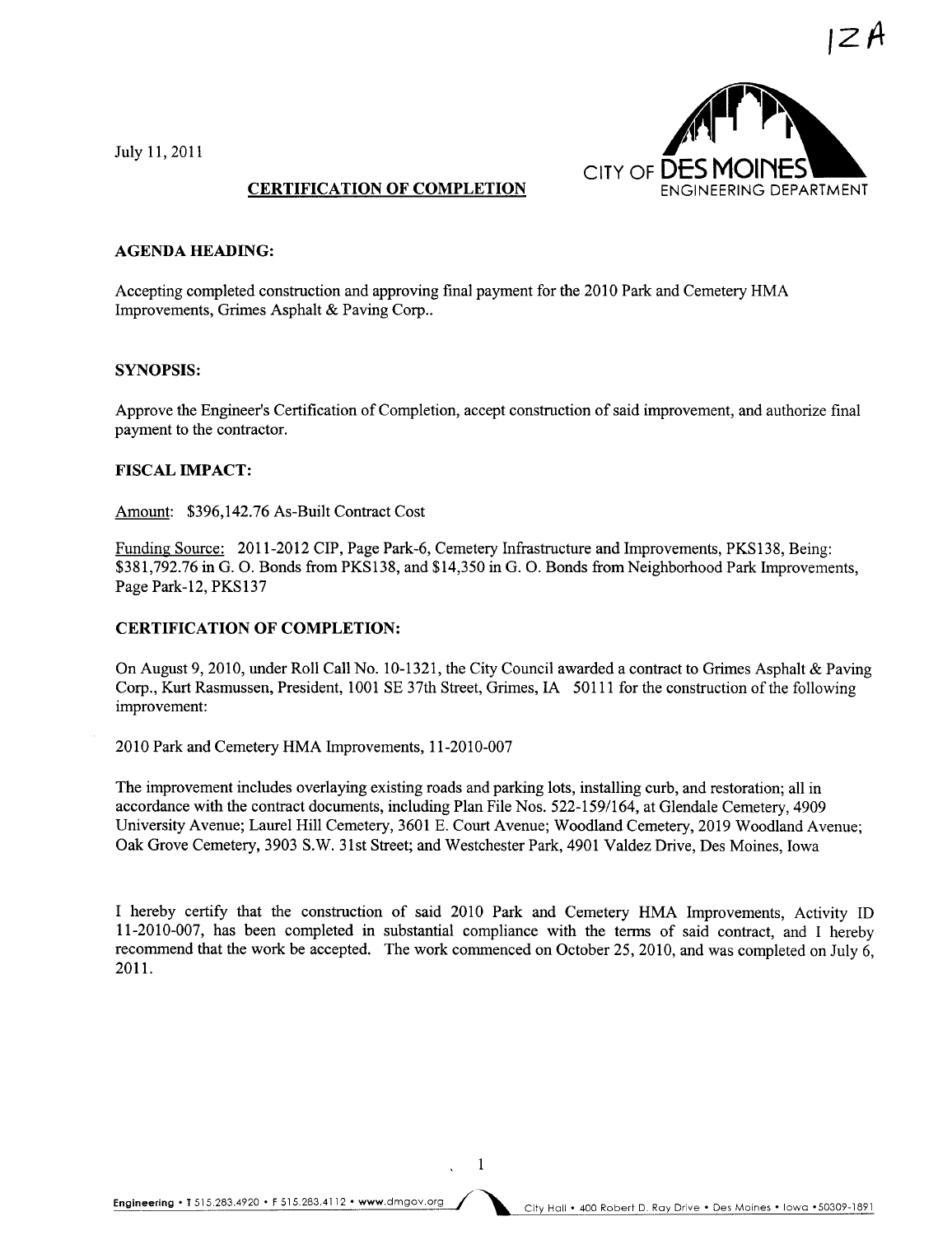12A

July 11, 2011

CITY OF DES MOINES
ENGINEERING DEPARTMENT

## CERTIFICATION OF COMPLETION

**AGENDA HEADING:**

Accepting completed construction and approving final payment for the 2010 Park and Cemetery HMA Improvements, Grimes Asphalt & Paving Corp..

**SYNOPSIS:**

Approve the Engineer's Certification of Completion, accept construction of said improvement, and authorize final payment to the contractor.

**FISCAL IMPACT:**

Amount: $396,142.76 As-Built Contract Cost

Funding Source: 2011-2012 CIP, Page Park-6, Cemetery Infrastructure and Improvements, PKS138, Being: $381,792.76 in G. O. Bonds from PKS138, and $14,350 in G. O. Bonds from Neighborhood Park Improvements, Page Park-12, PKS137

**CERTIFICATION OF COMPLETION:**

On August 9, 2010, under Roll Call No. 10-1321, the City Council awarded a contract to Grimes Asphalt & Paving Corp., Kurt Rasmussen, President, 1001 SE 37th Street, Grimes, IA 50111 for the construction of the following improvement:

2010 Park and Cemetery HMA Improvements, 11-2010-007

The improvement includes overlaying existing roads and parking lots, installing curb, and restoration; all in accordance with the contract documents, including Plan File Nos. 522-159/164, at Glendale Cemetery, 4909 University Avenue; Laurel Hill Cemetery, 3601 E. Court Avenue; Woodland Cemetery, 2019 Woodland Avenue; Oak Grove Cemetery, 3903 S.W. 31st Street; and Westchester Park, 4901 Valdez Drive, Des Moines, Iowa

I hereby certify that the construction of said 2010 Park and Cemetery HMA Improvements, Activity ID 11-2010-007, has been completed in substantial compliance with the terms of said contract, and I hereby recommend that the work be accepted. The work commenced on October 25, 2010, and was completed on July 6, 2011.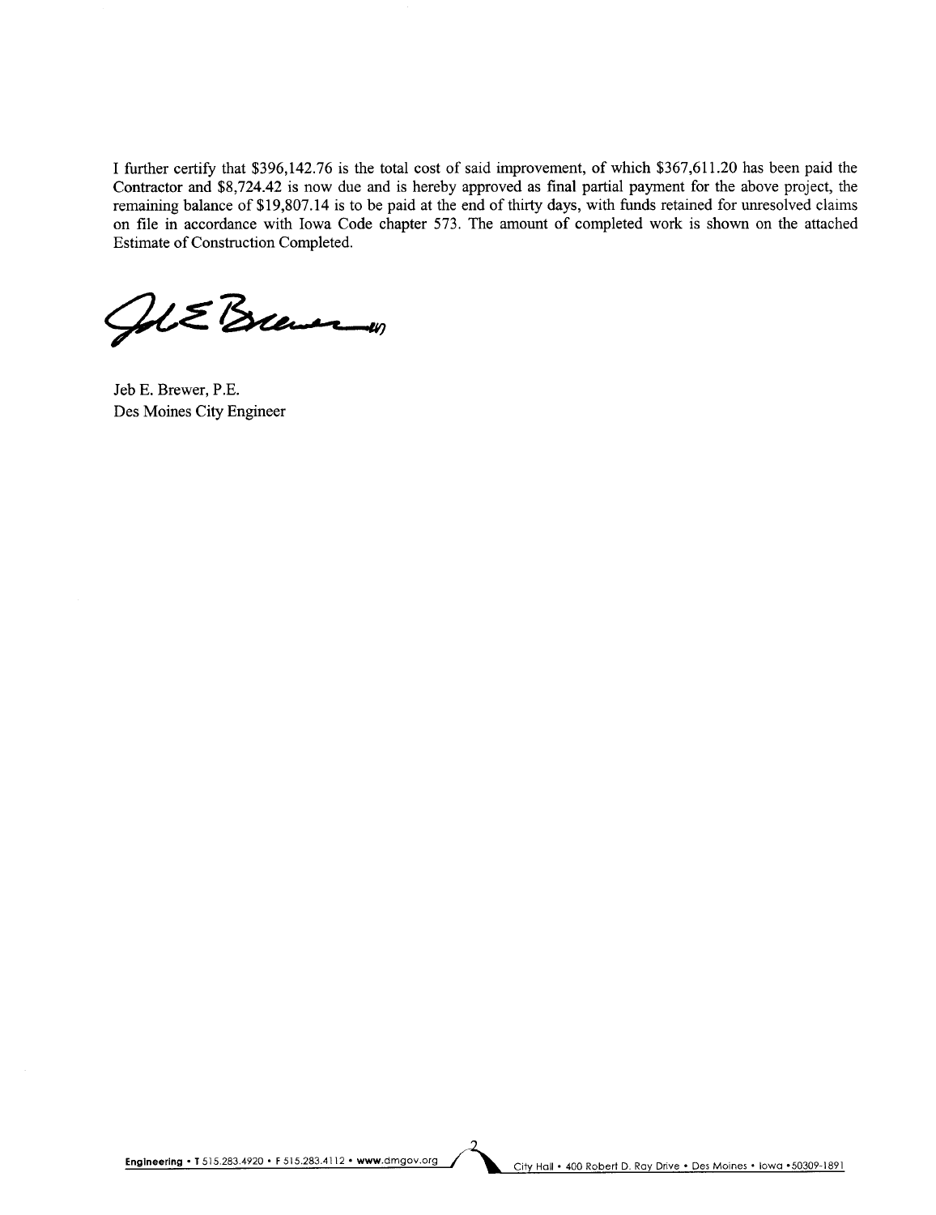I further certify that $396,142.76 is the total cost of said improvement, of which $367,611.20 has been paid the Contractor and $8,724.42 is now due and is hereby approved as final partial payment for the above project, the remaining balance of $19,807.14 is to be paid at the end of thirty days, with funds retained for unresolved claims on file in accordance with Iowa Code chapter 573. The amount of completed work is shown on the attached Estimate of Construction Completed.

Jeb E. Brewer, P.E.
Des Moines City Engineer

**Engineering** • T 515.283.4920 • F 515.283.4112 • **www.**dmgov.org    City Hall • 400 Robert D. Ray Drive • Des Moines • Iowa • 50309-1891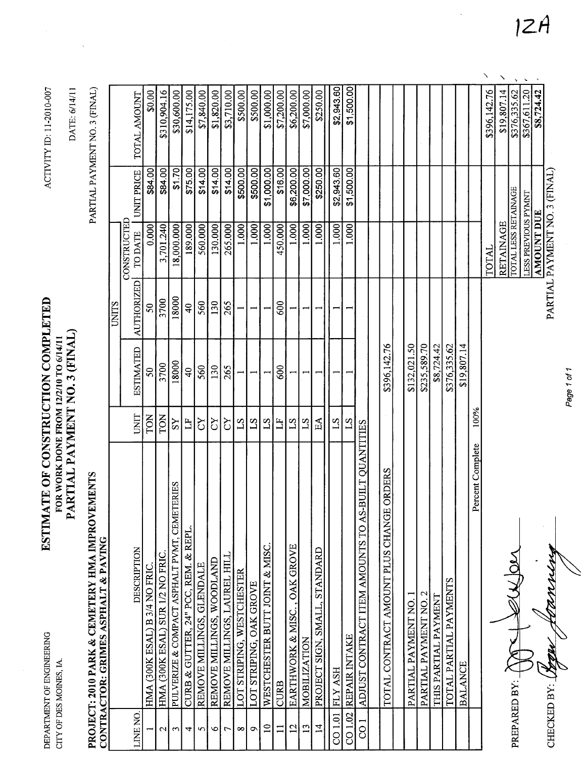12A

DEPARTMENT OF ENGINEERING
CITY OF DES MOINES, IA.

ACTIVITY ID: 11-2010-007

# ESTIMATE OF CONSTRUCTION COMPLETED

**FOR WORK DONE FROM 12/2/10 TO 6/14/11**

## PARTIAL PAYMENT NO. 3 (FINAL)

DATE: 6/14/11

**PROJECT: 2010 PARK & CEMETERY HMA IMPROVEMENTS**
**CONTRACTOR: GRIMES ASPHALT & PAVING**

PARTIAL PAYMENT NO. 3 (FINAL)

| LINE NO. | DESCRIPTION | UNIT | UNITS ESTIMATED | UNITS AUTHORIZED | CONSTRUCTED TO DATE | UNIT PRICE | TOTAL AMOUNT |
|---|---|---|---|---|---|---|---|
| 1 | HMA (300K ESAL) B 3/4 NO FRIC. | TON | 50 | 50 | 0.000 | $84.00 | $0.00 |
| 2 | HMA (300K ESAL) SUR 1/2 NO FRIC. | TON | 3700 | 3700 | 3,701.240 | $84.00 | $310,904.16 |
| 3 | PULVERIZE & COMPACT ASPHALT PVMT, CEMETERIES | SY | 18000 | 18000 | 18,000.000 | $1.70 | $30,600.00 |
| 4 | CURB & GUTTER, 24" PCC, REM. & REPL. | LF | 40 | 40 | 189.000 | $75.00 | $14,175.00 |
| 5 | REMOVE MILLINGS, GLENDALE | CY | 560 | 560 | 560.000 | $14.00 | $7,840.00 |
| 6 | REMOVE MILLINGS, WOODLAND | CY | 130 | 130 | 130.000 | $14.00 | $1,820.00 |
| 7 | REMOVE MILLINGS, LAUREL HILL | CY | 265 | 265 | 265.000 | $14.00 | $3,710.00 |
| 8 | LOT STRIPING, WESTCHESTER | LS | 1 | 1 | 1.000 | $500.00 | $500.00 |
| 9 | LOT STRIPING, OAK GROVE | LS | 1 | 1 | 1.000 | $500.00 | $500.00 |
| 10 | WESTCHESTER BUTT JOINT & MISC. | LS | 1 | 1 | 1.000 | $1,000.00 | $1,000.00 |
| 11 | CURB | LF | 600 | 600 | 450.000 | $16.00 | $7,200.00 |
| 12 | EARTHWORK & MISC., OAK GROVE | LS | 1 | 1 | 1.000 | $6,200.00 | $6,200.00 |
| 13 | MOBILIZATION | LS | 1 | 1 | 1.000 | $7,000.00 | $7,000.00 |
| 14 | PROJECT SIGN, SMALL, STANDARD | EA | 1 | 1 | 1.000 | $250.00 | $250.00 |
| CO 1.01 | FLY ASH | LS | 1 | 1 | 1.000 | $2,943.60 | $2,943.60 |
| CO 1.02 | REPAIR INTAKE | LS | 1 | 1 | 1.000 | $1,500.00 | $1,500.00 |
| CO 1 | ADJUST CONTRACT ITEM AMOUNTS TO AS-BUILT QUANTITIES | | | | | | |
| | TOTAL CONTRACT AMOUNT PLUS CHANGE ORDERS | | $396,142.76 | | | | |
| | PARTIAL PAYMENT NO. 1 | | $132,021.50 | | | | |
| | PARTIAL PAYMENT NO. 2 | | $235,589.70 | | | | |
| | THIS PARTIAL PAYMENT | | $8,724.42 | | | | |
| | TOTAL PARTIAL PAYMENTS | | $376,335.62 | | | | |
| | BALANCE | | $19,807.14 | | | | |
| | Percent Complete | 100% | | | | | |

| | |
|---|---|
| TOTAL | $396,142.76 |
| RETAINAGE | $19,807.14 |
| TOTAL LESS RETAINAGE | $376,335.62 |
| LESS PREVIOUS PYMNT | $367,611.20 |
| **AMOUNT DUE** | **$8,724.42** |

PARTIAL PAYMENT NO. 3 (FINAL)

PREPARED BY: [signature]

CHECKED BY: [signature]